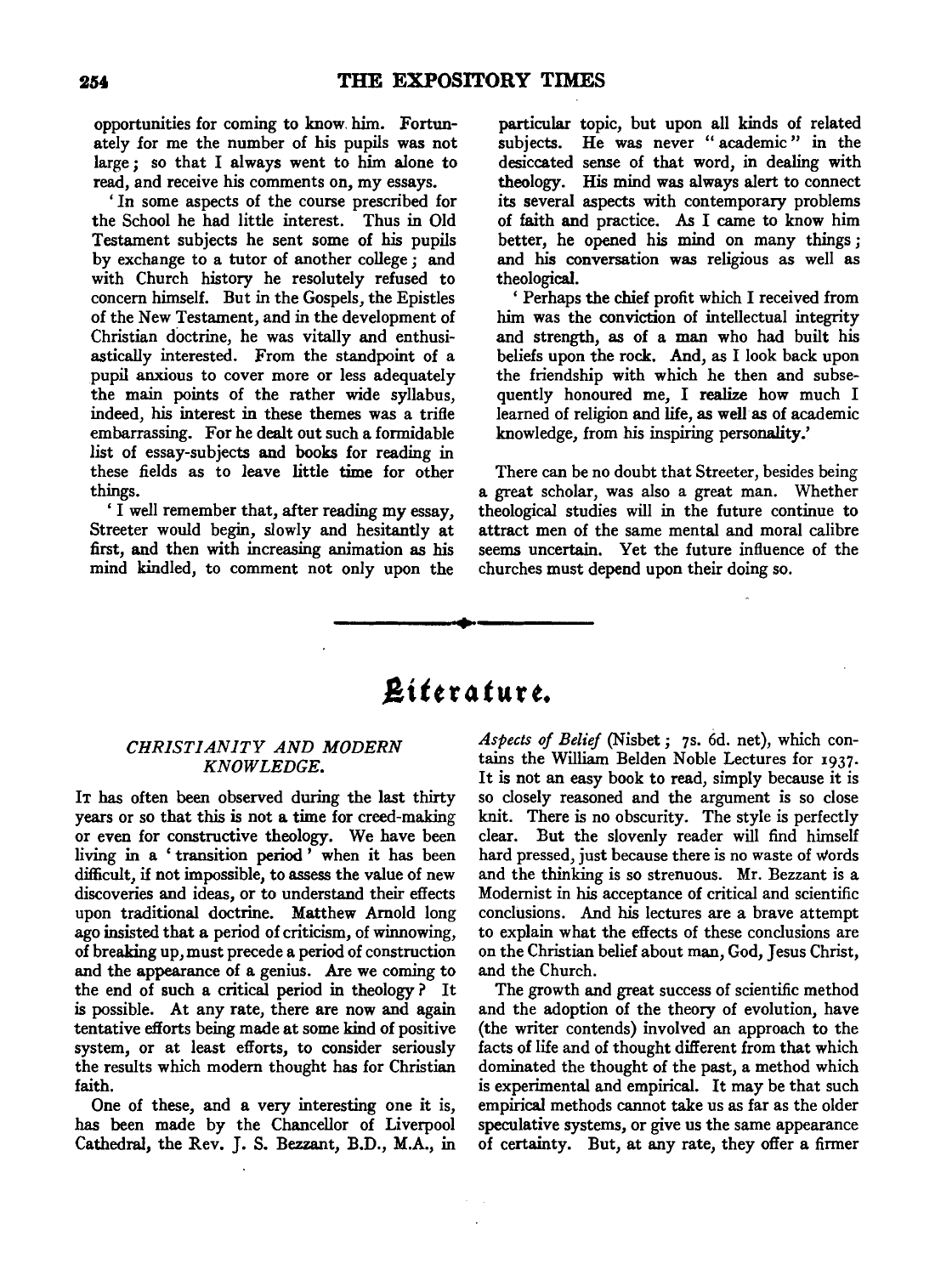opportunities for coming to know him. Fortunately for me the number of his pupils was not large; so that I always went to him alone to read, and receive his comments on, my essays.

'In some aspects of the course prescribed for the School he had little interest. Thus in Old Testament subjects he sent some of his pupils by exchange to a tutor of another college; and with Church history he resolutely refused to concern himself. But in the Gospels, the Epistles of the New Testament, and in the development of Christian doctrine, he was vitally and enthusiastically interested. From the standpoint of a pupil anxious to cover more or less adequately the main points of the rather wide syllabus, indeed, his interest in these themes was a trifle embarrassing. For he dealt out such a formidable list of essay-subjects and books for reading in these fields as to leave little time for other things.

'I well remember that, after reading my essay, Streeter would begin, slowly and hesitantly at first, and then with increasing animation as his mind kindled, to comment not only upon the particular topic, but upon all kinds of related subjects. He was never "academic" in the desiccated sense of that word, in dealing with theology. His mind was always alert to connect its several aspects with contemporary problems of faith and practice. As I came to know him better, he opened his mind on many things; and his conversation was religious as well as theological.

'Perhaps the chief profit which I received from him was the conviction of intellectual integrity and strength, as of a man who had built his beliefs upon the rock. And, as I look back upon the friendship with which he then and subsequently honoured me, I realize how much I learned of religion and life, as well as of academic knowledge, from his inspiring personality.'

There can be no doubt that Streeter, besides being a great scholar, was also a great man. Whether theological studies will in the future continue to attract men of the same mental and moral calibre seems uncertain. Yet the future influence of the churches must depend upon their doing so.

# Literature.

## *CHRISTIANITY AND MODERN KNOWLEDGE.*

It has often been observed during the last thirty years or so that this is not a time for creed-making or even for constructive theology. We have been living in a 'transition period' when it has been difficult, if not impossible, to assess the value of new discoveries and ideas, or to understand their effects upon traditional doctrine. Matthew Arnold long ago insisted that a period of criticism, of winnowing, of breaking up, must precede a period of construction and the appearance of a genius. Are we coming to the end of such a critical period in theology? It is possible. At any rate, there are now and again tentative efforts being made at some kind of positive system, or at least efforts, to consider seriously the results which modern thought has for Christian faith.

One of these, and a very interesting one it is, has been made by the Chancellor of Liverpool Cathedral, the Rev. J. S. Bezzant, B.D., M.A., in *Aspects of Belief* (Nisbet; 7s. 6d. net), which contains the William Belden Noble Lectures for 1937. It is not an easy book to read, simply because it is so closely reasoned and the argument is so close knit. There is no obscurity. The style is perfectly clear. But the slovenly reader will find himself hard pressed, just because there is no waste of words and the thinking is so strenuous. Mr. Bezzant is a Modernist in his acceptance of critical and scientific conclusions. And his lectures are a brave attempt to explain what the effects of these conclusions are on the Christian belief about man, God, Jesus Christ, and the Church.

The growth and great success of scientific method and the adoption of the theory of evolution, have (the writer contends) involved an approach to the facts of life and of thought different from that which dominated the thought of the past, a method which is experimental and empirical. It may be that such empirical methods cannot take us as far as the older speculative systems, or give us the same appearance of certainty. But, at any rate, they offer a firmer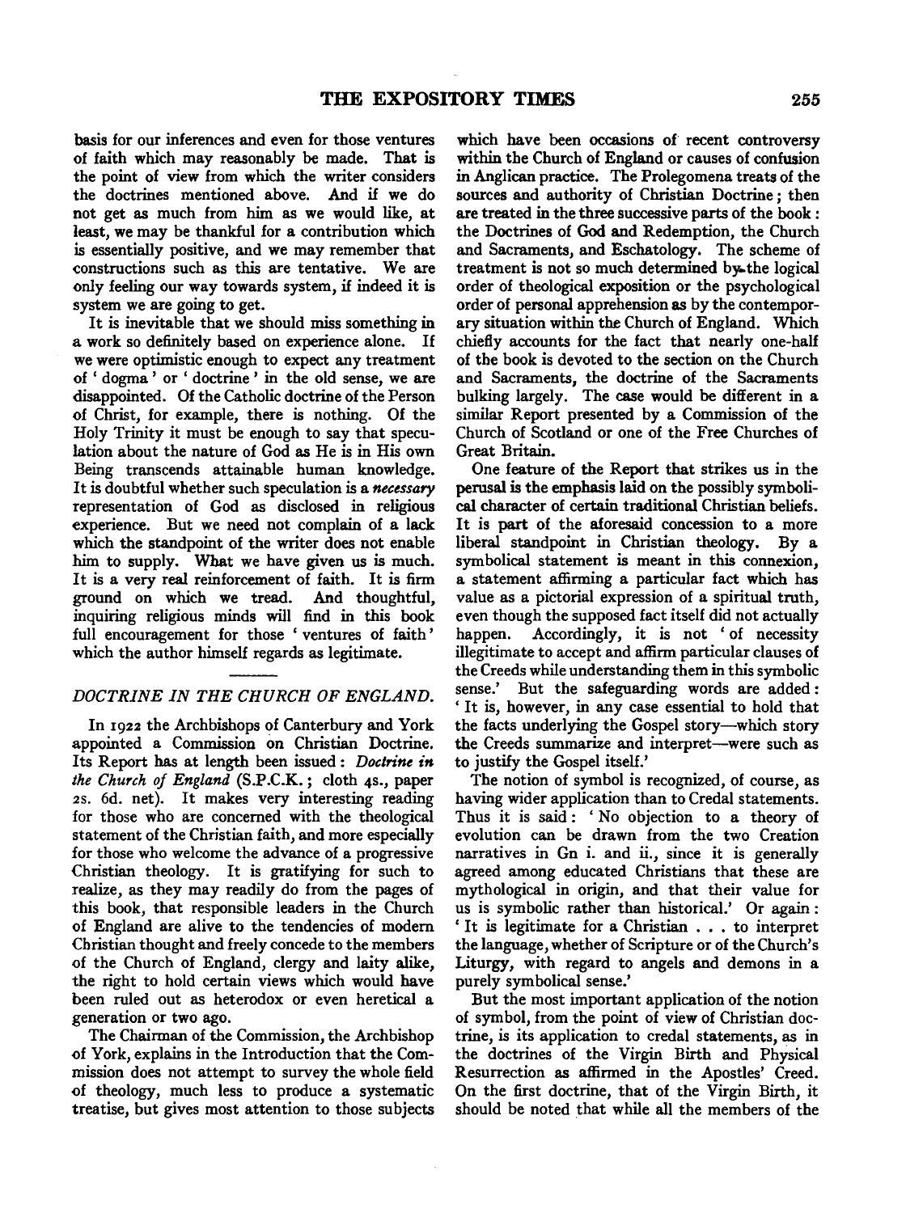basis for our inferences and even for those ventures of faith which may reasonably be made. That is the point of view from which the writer considers the doctrines mentioned above. And if we do not get as much from him as we would like, at least, we may be thankful for a contribution which is essentially positive, and we may remember that constructions such as this are tentative. We are only feeling our way towards system, if indeed it is system we are going to get.

It is inevitable that we should miss something in a work so definitely based on experience alone. If we were optimistic enough to expect any treatment of 'dogma' or 'doctrine' in the old sense, we are disappointed. Of the Catholic doctrine of the Person of Christ, for example, there is nothing. Of the Holy Trinity it must be enough to say that speculation about the nature of God as He is in His own Being transcends attainable human knowledge. It is doubtful whether such speculation is a *necessary* representation of God as disclosed in religious experience. But we need not complain of a lack which the standpoint of the writer does not enable him to supply. What we have given us is much. It is a very real reinforcement of faith. It is firm ground on which we tread. And thoughtful, inquiring religious minds will find in this book full encouragement for those 'ventures of faith' which the author himself regards as legitimate.

## *DOCTRINE IN THE CHURCH OF ENGLAND.*

In 1922 the Archbishops of Canterbury and York appointed a Commission on Christian Doctrine. Its Report has at length been issued: *Doctrine in the Church of England* (S.P.C.K.; cloth 4s., paper 2s. 6d. net). It makes very interesting reading for those who are concerned with the theological statement of the Christian faith, and more especially for those who welcome the advance of a progressive Christian theology. It is gratifying for such to realize, as they may readily do from the pages of this book, that responsible leaders in the Church of England are alive to the tendencies of modern Christian thought and freely concede to the members of the Church of England, clergy and laity alike, the right to hold certain views which would have been ruled out as heterodox or even heretical a generation or two ago.

The Chairman of the Commission, the Archbishop of York, explains in the Introduction that the Commission does not attempt to survey the whole field of theology, much less to produce a systematic treatise, but gives most attention to those subjects which have been occasions of recent controversy within the Church of England or causes of confusion in Anglican practice. The Prolegomena treats of the sources and authority of Christian Doctrine; then are treated in the three successive parts of the book: the Doctrines of God and Redemption, the Church and Sacraments, and Eschatology. The scheme of treatment is not so much determined by the logical order of theological exposition or the psychological order of personal apprehension as by the contemporary situation within the Church of England. Which chiefly accounts for the fact that nearly one-half of the book is devoted to the section on the Church and Sacraments, the doctrine of the Sacraments bulking largely. The case would be different in a similar Report presented by a Commission of the Church of Scotland or one of the Free Churches of Great Britain.

One feature of the Report that strikes us in the perusal is the emphasis laid on the possibly symbolical character of certain traditional Christian beliefs. It is part of the aforesaid concession to a more liberal standpoint in Christian theology. By a symbolical statement is meant in this connexion, a statement affirming a particular fact which has value as a pictorial expression of a spiritual truth, even though the supposed fact itself did not actually happen. Accordingly, it is not 'of necessity illegitimate to accept and affirm particular clauses of the Creeds while understanding them in this symbolic sense.' But the safeguarding words are added: 'It is, however, in any case essential to hold that the facts underlying the Gospel story—which story the Creeds summarize and interpret—were such as to justify the Gospel itself.'

The notion of symbol is recognized, of course, as having wider application than to Credal statements. Thus it is said: 'No objection to a theory of evolution can be drawn from the two Creation narratives in Gn i. and ii., since it is generally agreed among educated Christians that these are mythological in origin, and that their value for us is symbolic rather than historical.' Or again: 'It is legitimate for a Christian . . . to interpret the language, whether of Scripture or of the Church's Liturgy, with regard to angels and demons in a purely symbolical sense.'

But the most important application of the notion of symbol, from the point of view of Christian doctrine, is its application to credal statements, as in the doctrines of the Virgin Birth and Physical Resurrection as affirmed in the Apostles' Creed. On the first doctrine, that of the Virgin Birth, it should be noted that while all the members of the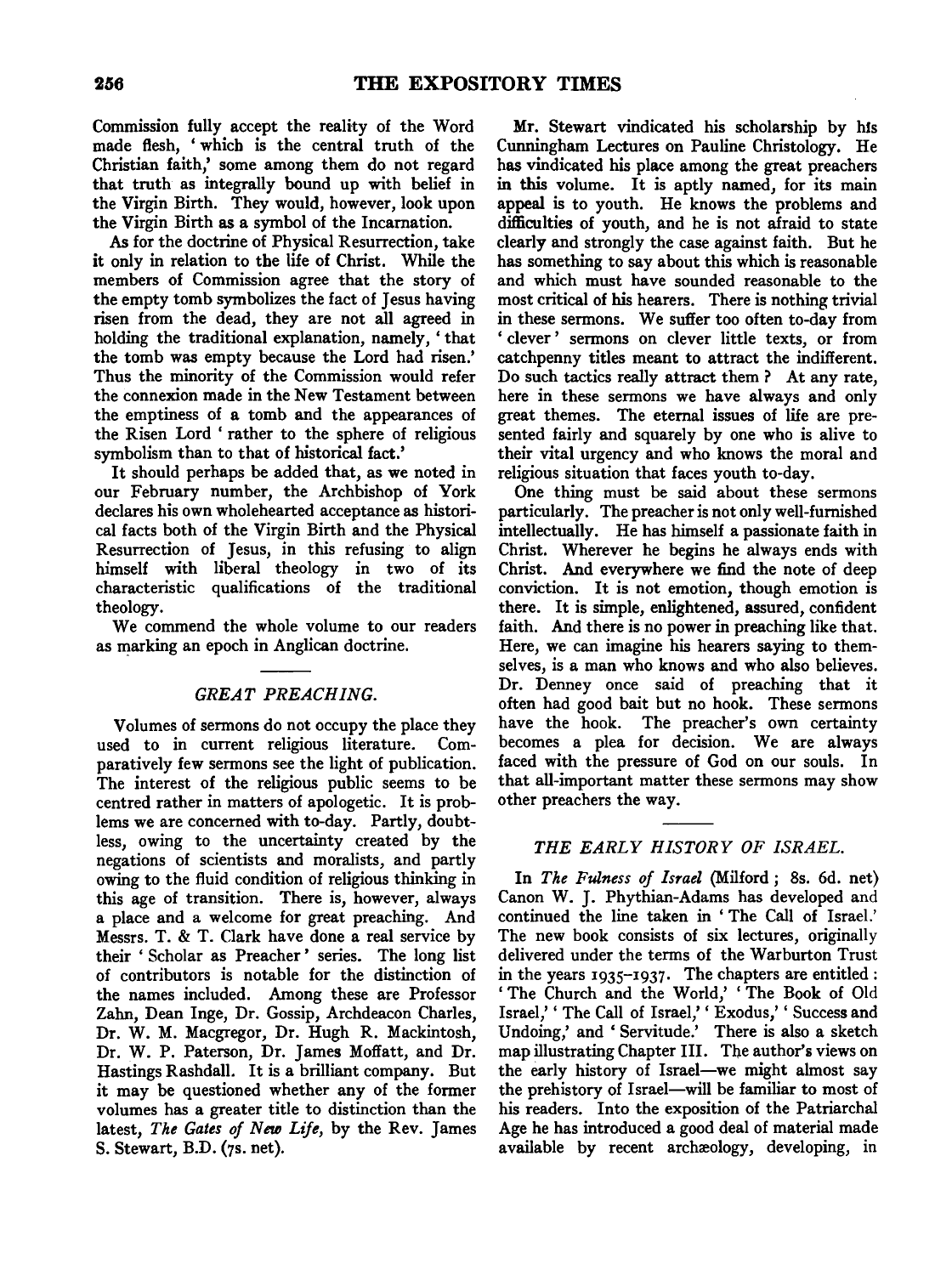Commission fully accept the reality of the Word made flesh, 'which is the central truth of the Christian faith,' some among them do not regard that truth as integrally bound up with belief in the Virgin Birth. They would, however, look upon the Virgin Birth as a symbol of the Incarnation.

As for the doctrine of Physical Resurrection, take it only in relation to the life of Christ. While the members of Commission agree that the story of the empty tomb symbolizes the fact of Jesus having risen from the dead, they are not all agreed in holding the traditional explanation, namely, 'that the tomb was empty because the Lord had risen.' Thus the minority of the Commission would refer the connexion made in the New Testament between the emptiness of a tomb and the appearances of the Risen Lord 'rather to the sphere of religious symbolism than to that of historical fact.'

It should perhaps be added that, as we noted in our February number, the Archbishop of York declares his own wholehearted acceptance as historical facts both of the Virgin Birth and the Physical Resurrection of Jesus, in this refusing to align himself with liberal theology in two of its characteristic qualifications of the traditional theology.

We commend the whole volume to our readers as marking an epoch in Anglican doctrine.

## *GREAT PREACHING.*

Volumes of sermons do not occupy the place they used to in current religious literature. Comparatively few sermons see the light of publication. The interest of the religious public seems to be centred rather in matters of apologetic. It is problems we are concerned with to-day. Partly, doubtless, owing to the uncertainty created by the negations of scientists and moralists, and partly owing to the fluid condition of religious thinking in this age of transition. There is, however, always a place and a welcome for great preaching. And Messrs. T. & T. Clark have done a real service by their 'Scholar as Preacher' series. The long list of contributors is notable for the distinction of the names included. Among these are Professor Zahn, Dean Inge, Dr. Gossip, Archdeacon Charles, Dr. W. M. Macgregor, Dr. Hugh R. Mackintosh, Dr. W. P. Paterson, Dr. James Moffatt, and Dr. Hastings Rashdall. It is a brilliant company. But it may be questioned whether any of the former volumes has a greater title to distinction than the latest, *The Gates of New Life*, by the Rev. James S. Stewart, B.D. (7s. net).

Mr. Stewart vindicated his scholarship by his Cunningham Lectures on Pauline Christology. He has vindicated his place among the great preachers in this volume. It is aptly named, for its main appeal is to youth. He knows the problems and difficulties of youth, and he is not afraid to state clearly and strongly the case against faith. But he has something to say about this which is reasonable and which must have sounded reasonable to the most critical of his hearers. There is nothing trivial in these sermons. We suffer too often to-day from 'clever' sermons on clever little texts, or from catchpenny titles meant to attract the indifferent. Do such tactics really attract them? At any rate, here in these sermons we have always and only great themes. The eternal issues of life are presented fairly and squarely by one who is alive to their vital urgency and who knows the moral and religious situation that faces youth to-day.

One thing must be said about these sermons particularly. The preacher is not only well-furnished intellectually. He has himself a passionate faith in Christ. Wherever he begins he always ends with Christ. And everywhere we find the note of deep conviction. It is not emotion, though emotion is there. It is simple, enlightened, assured, confident faith. And there is no power in preaching like that. Here, we can imagine his hearers saying to themselves, is a man who knows and who also believes. Dr. Denney once said of preaching that it often had good bait but no hook. These sermons have the hook. The preacher's own certainty becomes a plea for decision. We are always faced with the pressure of God on our souls. In that all-important matter these sermons may show other preachers the way.

## *THE EARLY HISTORY OF ISRAEL.*

In *The Fulness of Israel* (Milford; 8s. 6d. net) Canon W. J. Phythian-Adams has developed and continued the line taken in 'The Call of Israel.' The new book consists of six lectures, originally delivered under the terms of the Warburton Trust in the years 1935–1937. The chapters are entitled: 'The Church and the World,' 'The Book of Old Israel,' 'The Call of Israel,' 'Exodus,' 'Success and Undoing,' and 'Servitude.' There is also a sketch map illustrating Chapter III. The author's views on the early history of Israel—we might almost say the prehistory of Israel—will be familiar to most of his readers. Into the exposition of the Patriarchal Age he has introduced a good deal of material made available by recent archæology, developing, in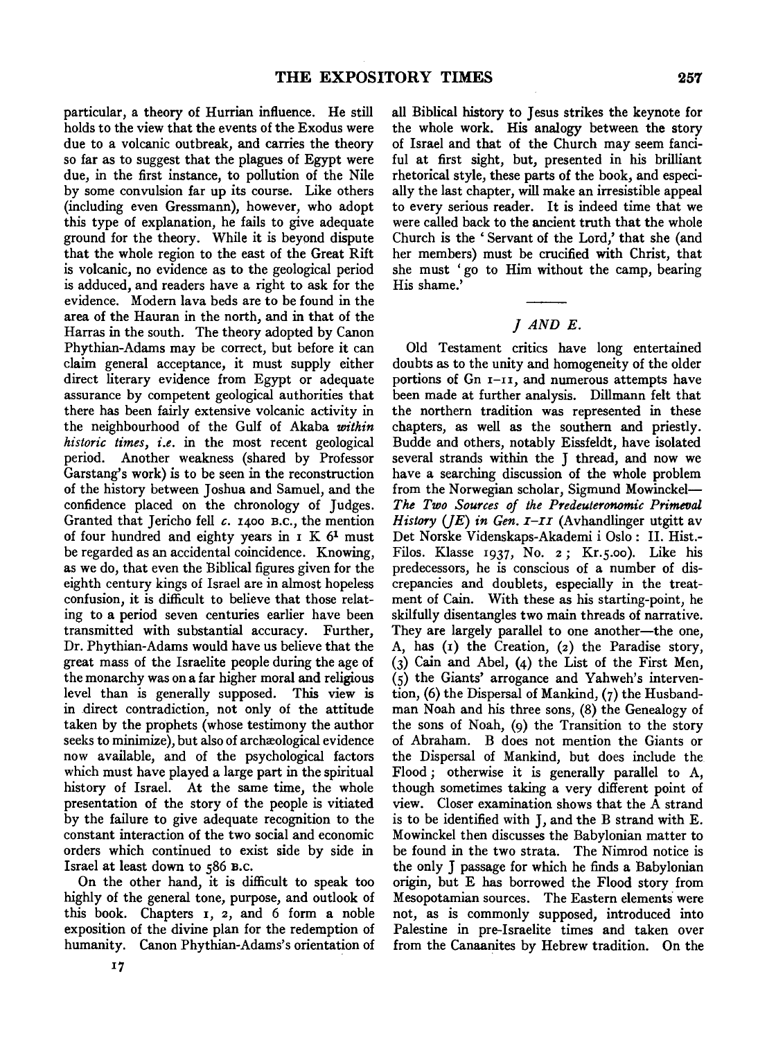particular, a theory of Hurrian influence. He still holds to the view that the events of the Exodus were due to a volcanic outbreak, and carries the theory so far as to suggest that the plagues of Egypt were due, in the first instance, to pollution of the Nile by some convulsion far up its course. Like others (including even Gressmann), however, who adopt this type of explanation, he fails to give adequate ground for the theory. While it is beyond dispute that the whole region to the east of the Great Rift is volcanic, no evidence as to the geological period is adduced, and readers have a right to ask for the evidence. Modern lava beds are to be found in the area of the Hauran in the north, and in that of the Harras in the south. The theory adopted by Canon Phythian-Adams may be correct, but before it can claim general acceptance, it must supply either direct literary evidence from Egypt or adequate assurance by competent geological authorities that there has been fairly extensive volcanic activity in the neighbourhood of the Gulf of Akaba *within historic times*, *i.e.* in the most recent geological period. Another weakness (shared by Professor Garstang's work) is to be seen in the reconstruction of the history between Joshua and Samuel, and the confidence placed on the chronology of Judges. Granted that Jericho fell *c.* 1400 B.C., the mention of four hundred and eighty years in 1 K 6[1] must be regarded as an accidental coincidence. Knowing, as we do, that even the Biblical figures given for the eighth century kings of Israel are in almost hopeless confusion, it is difficult to believe that those relating to a period seven centuries earlier have been transmitted with substantial accuracy. Further, Dr. Phythian-Adams would have us believe that the great mass of the Israelite people during the age of the monarchy was on a far higher moral and religious level than is generally supposed. This view is in direct contradiction, not only of the attitude taken by the prophets (whose testimony the author seeks to minimize), but also of archæological evidence now available, and of the psychological factors which must have played a large part in the spiritual history of Israel. At the same time, the whole presentation of the story of the people is vitiated by the failure to give adequate recognition to the constant interaction of the two social and economic orders which continued to exist side by side in Israel at least down to 586 B.C.

On the other hand, it is difficult to speak too highly of the general tone, purpose, and outlook of this book. Chapters 1, 2, and 6 form a noble exposition of the divine plan for the redemption of humanity. Canon Phythian-Adams's orientation of all Biblical history to Jesus strikes the keynote for the whole work. His analogy between the story of Israel and that of the Church may seem fanciful at first sight, but, presented in his brilliant rhetorical style, these parts of the book, and especially the last chapter, will make an irresistible appeal to every serious reader. It is indeed time that we were called back to the ancient truth that the whole Church is the 'Servant of the Lord,' that she (and her members) must be crucified with Christ, that she must 'go to Him without the camp, bearing His shame.'

---

## *J and E.*

Old Testament critics have long entertained doubts as to the unity and homogeneity of the older portions of Gn 1–11, and numerous attempts have been made at further analysis. Dillmann felt that the northern tradition was represented in these chapters, as well as the southern and priestly. Budde and others, notably Eissfeldt, have isolated several strands within the J thread, and now we have a searching discussion of the whole problem from the Norwegian scholar, Sigmund Mowinckel—*The Two Sources of the Predeuteronomic Primeval History (JE) in Gen. 1–11* (Avhandlinger utgitt av Det Norske Videnskaps-Akademi i Oslo: II. Hist.-Filos. Klasse 1937, No. 2; Kr.5.00). Like his predecessors, he is conscious of a number of discrepancies and doublets, especially in the treatment of Cain. With these as his starting-point, he skilfully disentangles two main threads of narrative. They are largely parallel to one another—the one, A, has (1) the Creation, (2) the Paradise story, (3) Cain and Abel, (4) the List of the First Men, (5) the Giants' arrogance and Yahweh's intervention, (6) the Dispersal of Mankind, (7) the Husbandman Noah and his three sons, (8) the Genealogy of the sons of Noah, (9) the Transition to the story of Abraham. B does not mention the Giants or the Dispersal of Mankind, but does include the Flood; otherwise it is generally parallel to A, though sometimes taking a very different point of view. Closer examination shows that the A strand is to be identified with J, and the B strand with E. Mowinckel then discusses the Babylonian matter to be found in the two strata. The Nimrod notice is the only J passage for which he finds a Babylonian origin, but E has borrowed the Flood story from Mesopotamian sources. The Eastern elements were not, as is commonly supposed, introduced into Palestine in pre-Israelite times and taken over from the Canaanites by Hebrew tradition. On the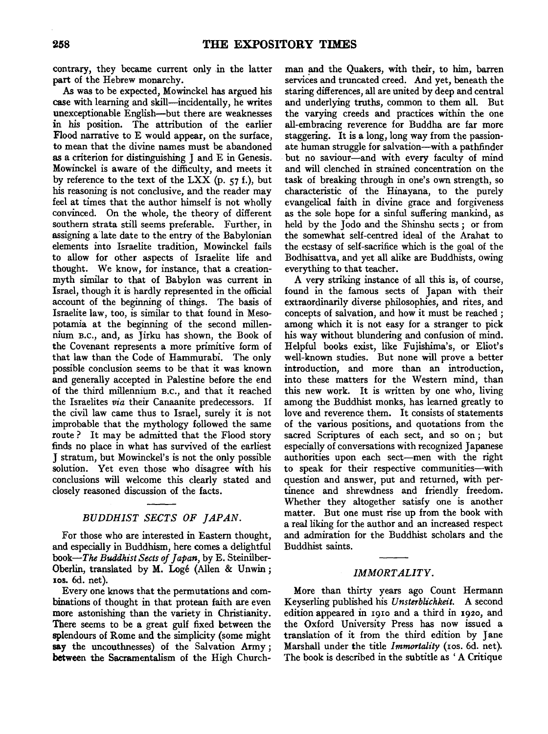contrary, they became current only in the latter part of the Hebrew monarchy.

As was to be expected, Mowinckel has argued his case with learning and skill—incidentally, he writes unexceptionable English—but there are weaknesses in his position. The attribution of the earlier Flood narrative to E would appear, on the surface, to mean that the divine names must be abandoned as a criterion for distinguishing J and E in Genesis. Mowinckel is aware of the difficulty, and meets it by reference to the text of the LXX (p. 57 f.), but his reasoning is not conclusive, and the reader may feel at times that the author himself is not wholly convinced. On the whole, the theory of different southern strata still seems preferable. Further, in assigning a late date to the entry of the Babylonian elements into Israelite tradition, Mowinckel fails to allow for other aspects of Israelite life and thought. We know, for instance, that a creation-myth similar to that of Babylon was current in Israel, though it is hardly represented in the official account of the beginning of things. The basis of Israelite law, too, is similar to that found in Mesopotamia at the beginning of the second millennium B.C., and, as Jirku has shown, the Book of the Covenant represents a more primitive form of that law than the Code of Hammurabi. The only possible conclusion seems to be that it was known and generally accepted in Palestine before the end of the third millennium B.C., and that it reached the Israelites *via* their Canaanite predecessors. If the civil law came thus to Israel, surely it is not improbable that the mythology followed the same route? It may be admitted that the Flood story finds no place in what has survived of the earliest J stratum, but Mowinckel's is not the only possible solution. Yet even those who disagree with his conclusions will welcome this clearly stated and closely reasoned discussion of the facts.

## *BUDDHIST SECTS OF JAPAN.*

For those who are interested in Eastern thought, and especially in Buddhism, here comes a delightful book—*The Buddhist Sects of Japan*, by E. Steinilber-Oberlin, translated by M. Logé (Allen & Unwin; 10s. 6d. net).

Every one knows that the permutations and combinations of thought in that protean faith are even more astonishing than the variety in Christianity. There seems to be a great gulf fixed between the splendours of Rome and the simplicity (some might say the uncouthnesses) of the Salvation Army; between the Sacramentalism of the High Churchman and the Quakers, with their, to him, barren services and truncated creed. And yet, beneath the staring differences, all are united by deep and central and underlying truths, common to them all. But the varying creeds and practices within the one all-embracing reverence for Buddha are far more staggering. It is a long, long way from the passionate human struggle for salvation—with a pathfinder but no saviour—and with every faculty of mind and will clenched in strained concentration on the task of breaking through in one's own strength, so characteristic of the Hinayana, to the purely evangelical faith in divine grace and forgiveness as the sole hope for a sinful suffering mankind, as held by the Jodo and the Shinshu sects; or from the somewhat self-centred ideal of the Arahat to the ecstasy of self-sacrifice which is the goal of the Bodhisattva, and yet all alike are Buddhists, owing everything to that teacher.

A very striking instance of all this is, of course, found in the famous sects of Japan with their extraordinarily diverse philosophies, and rites, and concepts of salvation, and how it must be reached; among which it is not easy for a stranger to pick his way without blundering and confusion of mind. Helpful books exist, like Fujishima's, or Eliot's well-known studies. But none will prove a better introduction, and more than an introduction, into these matters for the Western mind, than this new work. It is written by one who, living among the Buddhist monks, has learned greatly to love and reverence them. It consists of statements of the various positions, and quotations from the sacred Scriptures of each sect, and so on; but especially of conversations with recognized Japanese authorities upon each sect—men with the right to speak for their respective communities—with question and answer, put and returned, with pertinence and shrewdness and friendly freedom. Whether they altogether satisfy one is another matter. But one must rise up from the book with a real liking for the author and an increased respect and admiration for the Buddhist scholars and the Buddhist saints.

## *IMMORTALITY.*

More than thirty years ago Count Hermann Keyserling published his *Unsterblichkeit*. A second edition appeared in 1910 and a third in 1920, and the Oxford University Press has now issued a translation of it from the third edition by Jane Marshall under the title *Immortality* (10s. 6d. net). The book is described in the subtitle as 'A Critique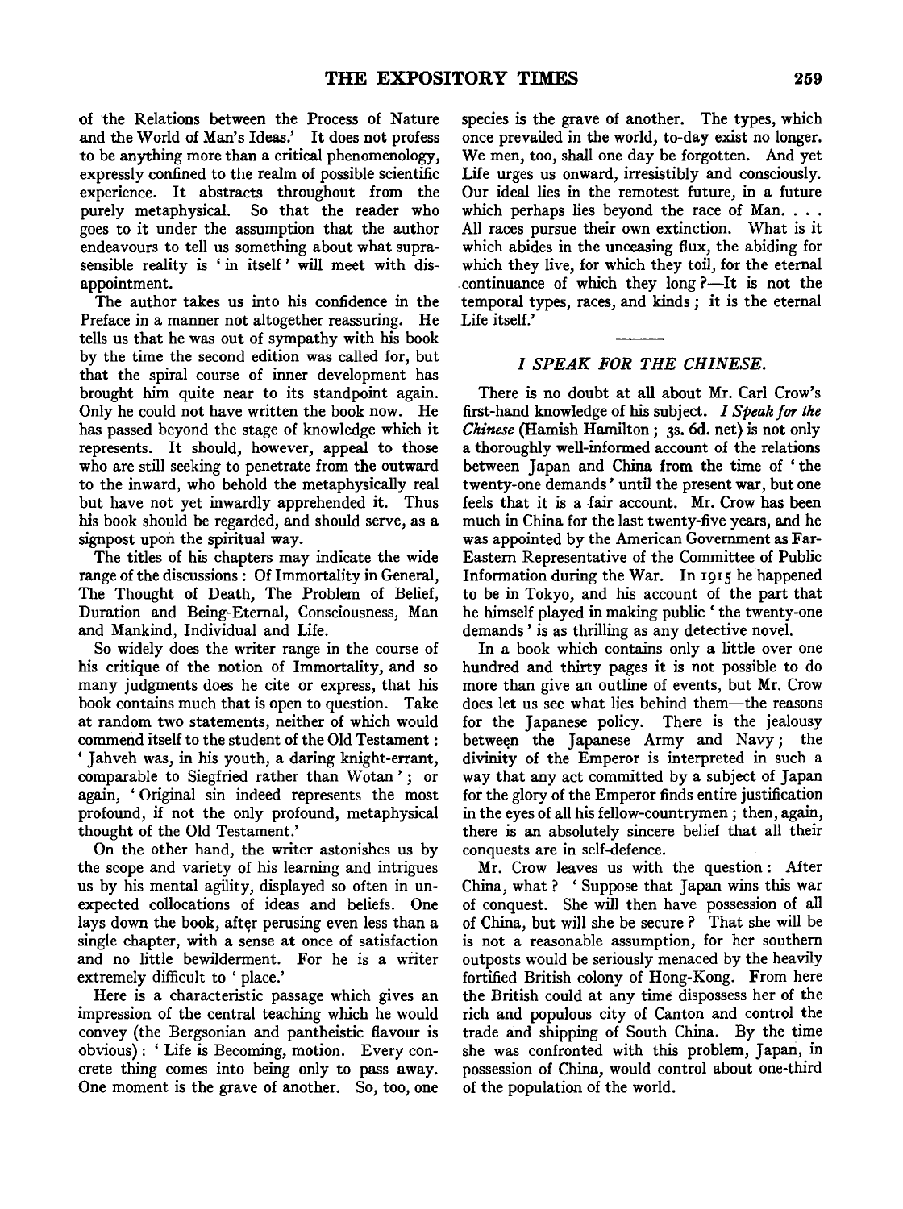of the Relations between the Process of Nature and the World of Man's Ideas.' It does not profess to be anything more than a critical phenomenology, expressly confined to the realm of possible scientific experience. It abstracts throughout from the purely metaphysical. So that the reader who goes to it under the assumption that the author endeavours to tell us something about what suprasensible reality is 'in itself' will meet with disappointment.

The author takes us into his confidence in the Preface in a manner not altogether reassuring. He tells us that he was out of sympathy with his book by the time the second edition was called for, but that the spiral course of inner development has brought him quite near to its standpoint again. Only he could not have written the book now. He has passed beyond the stage of knowledge which it represents. It should, however, appeal to those who are still seeking to penetrate from the outward to the inward, who behold the metaphysically real but have not yet inwardly apprehended it. Thus his book should be regarded, and should serve, as a signpost upon the spiritual way.

The titles of his chapters may indicate the wide range of the discussions: Of Immortality in General, The Thought of Death, The Problem of Belief, Duration and Being-Eternal, Consciousness, Man and Mankind, Individual and Life.

So widely does the writer range in the course of his critique of the notion of Immortality, and so many judgments does he cite or express, that his book contains much that is open to question. Take at random two statements, neither of which would commend itself to the student of the Old Testament: 'Jahveh was, in his youth, a daring knight-errant, comparable to Siegfried rather than Wotan'; or again, 'Original sin indeed represents the most profound, if not the only profound, metaphysical thought of the Old Testament.'

On the other hand, the writer astonishes us by the scope and variety of his learning and intrigues us by his mental agility, displayed so often in unexpected collocations of ideas and beliefs. One lays down the book, after perusing even less than a single chapter, with a sense at once of satisfaction and no little bewilderment. For he is a writer extremely difficult to 'place.'

Here is a characteristic passage which gives an impression of the central teaching which he would convey (the Bergsonian and pantheistic flavour is obvious): 'Life is Becoming, motion. Every concrete thing comes into being only to pass away. One moment is the grave of another. So, too, one species is the grave of another. The types, which once prevailed in the world, to-day exist no longer. We men, too, shall one day be forgotten. And yet Life urges us onward, irresistibly and consciously. Our ideal lies in the remotest future, in a future which perhaps lies beyond the race of Man. . . . All races pursue their own extinction. What is it which abides in the unceasing flux, the abiding for which they live, for which they toil, for the eternal continuance of which they long?—It is not the temporal types, races, and kinds; it is the eternal Life itself.'

## *I SPEAK FOR THE CHINESE.*

There is no doubt at all about Mr. Carl Crow's first-hand knowledge of his subject. *I Speak for the Chinese* (Hamish Hamilton; 3s. 6d. net) is not only a thoroughly well-informed account of the relations between Japan and China from the time of 'the twenty-one demands' until the present war, but one feels that it is a fair account. Mr. Crow has been much in China for the last twenty-five years, and he was appointed by the American Government as Far-Eastern Representative of the Committee of Public Information during the War. In 1915 he happened to be in Tokyo, and his account of the part that he himself played in making public 'the twenty-one demands' is as thrilling as any detective novel.

In a book which contains only a little over one hundred and thirty pages it is not possible to do more than give an outline of events, but Mr. Crow does let us see what lies behind them—the reasons for the Japanese policy. There is the jealousy between the Japanese Army and Navy; the divinity of the Emperor is interpreted in such a way that any act committed by a subject of Japan for the glory of the Emperor finds entire justification in the eyes of all his fellow-countrymen; then, again, there is an absolutely sincere belief that all their conquests are in self-defence.

Mr. Crow leaves us with the question: After China, what? 'Suppose that Japan wins this war of conquest. She will then have possession of all of China, but will she be secure? That she will be is not a reasonable assumption, for her southern outposts would be seriously menaced by the heavily fortified British colony of Hong-Kong. From here the British could at any time dispossess her of the rich and populous city of Canton and control the trade and shipping of South China. By the time she was confronted with this problem, Japan, in possession of China, would control about one-third of the population of the world.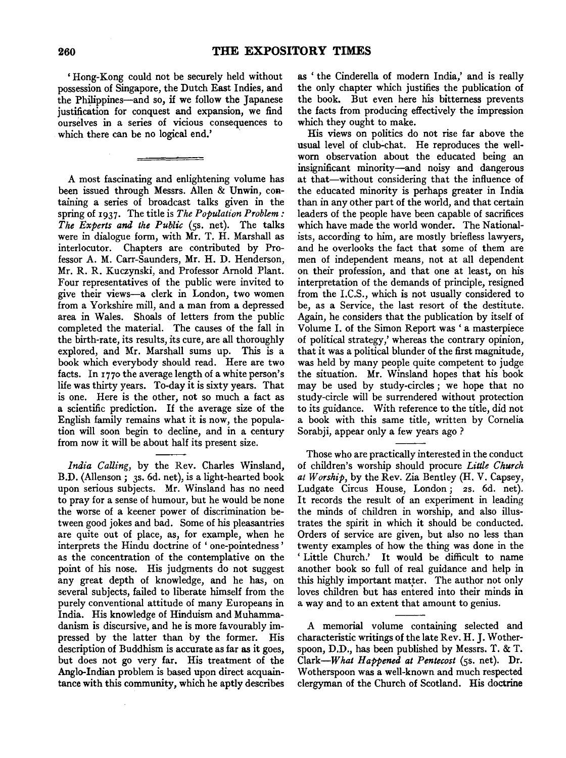'Hong-Kong could not be securely held without possession of Singapore, the Dutch East Indies, and the Philippines—and so, if we follow the Japanese justification for conquest and expansion, we find ourselves in a series of vicious consequences to which there can be no logical end.'

---

A most fascinating and enlightening volume has been issued through Messrs. Allen & Unwin, containing a series of broadcast talks given in the spring of 1937. The title is *The Population Problem: The Experts and the Public* (5s. net). The talks were in dialogue form, with Mr. T. H. Marshall as interlocutor. Chapters are contributed by Professor A. M. Carr-Saunders, Mr. H. D. Henderson, Mr. R. R. Kuczynski, and Professor Arnold Plant. Four representatives of the public were invited to give their views—a clerk in London, two women from a Yorkshire mill, and a man from a depressed area in Wales. Shoals of letters from the public completed the material. The causes of the fall in the birth-rate, its results, its cure, are all thoroughly explored, and Mr. Marshall sums up. This is a book which everybody should read. Here are two facts. In 1770 the average length of a white person's life was thirty years. To-day it is sixty years. That is one. Here is the other, not so much a fact as a scientific prediction. If the average size of the English family remains what it is now, the population will soon begin to decline, and in a century from now it will be about half its present size.

---

*India Calling*, by the Rev. Charles Winsland, B.D. (Allenson; 3s. 6d. net), is a light-hearted book upon serious subjects. Mr. Winsland has no need to pray for a sense of humour, but he would be none the worse of a keener power of discrimination between good jokes and bad. Some of his pleasantries are quite out of place, as, for example, when he interprets the Hindu doctrine of 'one-pointedness' as the concentration of the contemplative on the point of his nose. His judgments do not suggest any great depth of knowledge, and he has, on several subjects, failed to liberate himself from the purely conventional attitude of many Europeans in India. His knowledge of Hinduism and Muhammadanism is discursive, and he is more favourably impressed by the latter than by the former. His description of Buddhism is accurate as far as it goes, but does not go very far. His treatment of the Anglo-Indian problem is based upon direct acquaintance with this community, which he aptly describes as 'the Cinderella of modern India,' and is really the only chapter which justifies the publication of the book. But even here his bitterness prevents the facts from producing effectively the impression which they ought to make.

His views on politics do not rise far above the usual level of club-chat. He reproduces the well-worn observation about the educated being an insignificant minority—and noisy and dangerous at that—without considering that the influence of the educated minority is perhaps greater in India than in any other part of the world, and that certain leaders of the people have been capable of sacrifices which have made the world wonder. The Nationalists, according to him, are mostly briefless lawyers, and he overlooks the fact that some of them are men of independent means, not at all dependent on their profession, and that one at least, on his interpretation of the demands of principle, resigned from the I.C.S., which is not usually considered to be, as a Service, the last resort of the destitute. Again, he considers that the publication by itself of Volume I. of the Simon Report was 'a masterpiece of political strategy,' whereas the contrary opinion, that it was a political blunder of the first magnitude, was held by many people quite competent to judge the situation. Mr. Winsland hopes that his book may be used by study-circles; we hope that no study-circle will be surrendered without protection to its guidance. With reference to the title, did not a book with this same title, written by Cornelia Sorabji, appear only a few years ago?

---

Those who are practically interested in the conduct of children's worship should procure *Little Church at Worship*, by the Rev. Zia Bentley (H. V. Capsey, Ludgate Circus House, London; 2s. 6d. net). It records the result of an experiment in leading the minds of children in worship, and also illustrates the spirit in which it should be conducted. Orders of service are given, but also no less than twenty examples of how the thing was done in the 'Little Church.' It would be difficult to name another book so full of real guidance and help in this highly important matter. The author not only loves children but has entered into their minds in a way and to an extent that amount to genius.

---

A memorial volume containing selected and characteristic writings of the late Rev. H. J. Wotherspoon, D.D., has been published by Messrs. T. & T. Clark—*What Happened at Pentecost* (5s. net). Dr. Wotherspoon was a well-known and much respected clergyman of the Church of Scotland. His doctrine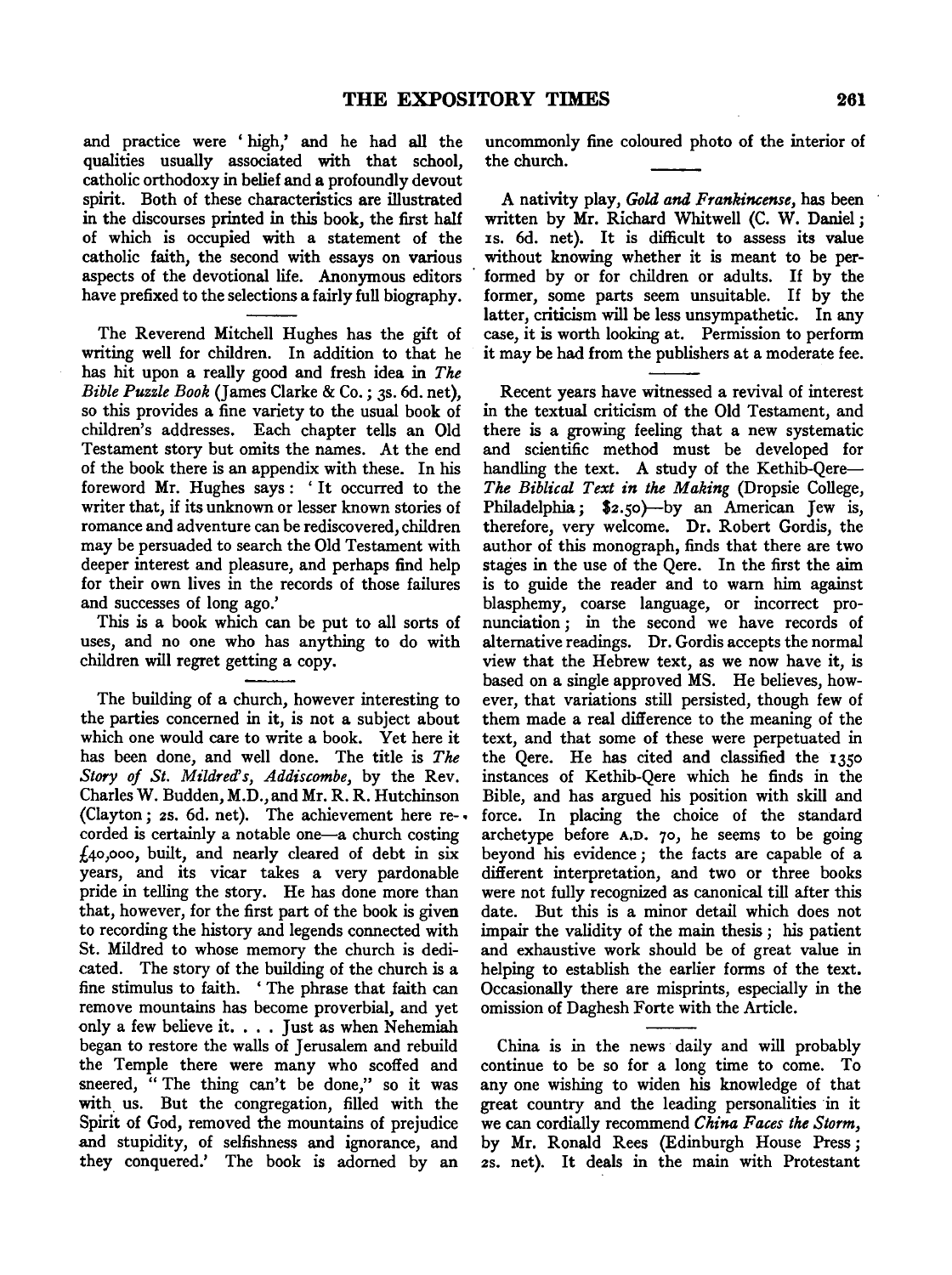and practice were 'high,' and he had all the qualities usually associated with that school, catholic orthodoxy in belief and a profoundly devout spirit. Both of these characteristics are illustrated in the discourses printed in this book, the first half of which is occupied with a statement of the catholic faith, the second with essays on various aspects of the devotional life. Anonymous editors have prefixed to the selections a fairly full biography.

---

The Reverend Mitchell Hughes has the gift of writing well for children. In addition to that he has hit upon a really good and fresh idea in *The Bible Puzzle Book* (James Clarke & Co.; 3s. 6d. net), so this provides a fine variety to the usual book of children's addresses. Each chapter tells an Old Testament story but omits the names. At the end of the book there is an appendix with these. In his foreword Mr. Hughes says: 'It occurred to the writer that, if its unknown or lesser known stories of romance and adventure can be rediscovered, children may be persuaded to search the Old Testament with deeper interest and pleasure, and perhaps find help for their own lives in the records of those failures and successes of long ago.'

This is a book which can be put to all sorts of uses, and no one who has anything to do with children will regret getting a copy.

---

The building of a church, however interesting to the parties concerned in it, is not a subject about which one would care to write a book. Yet here it has been done, and well done. The title is *The Story of St. Mildred's, Addiscombe*, by the Rev. Charles W. Budden, M.D., and Mr. R. R. Hutchinson (Clayton; 2s. 6d. net). The achievement here recorded is certainly a notable one—a church costing £40,000, built, and nearly cleared of debt in six years, and its vicar takes a very pardonable pride in telling the story. He has done more than that, however, for the first part of the book is given to recording the history and legends connected with St. Mildred to whose memory the church is dedicated. The story of the building of the church is a fine stimulus to faith. 'The phrase that faith can remove mountains has become proverbial, and yet only a few believe it. . . . Just as when Nehemiah began to restore the walls of Jerusalem and rebuild the Temple there were many who scoffed and sneered, "The thing can't be done," so it was with us. But the congregation, filled with the Spirit of God, removed the mountains of prejudice and stupidity, of selfishness and ignorance, and they conquered.' The book is adorned by an uncommonly fine coloured photo of the interior of the church.

---

A nativity play, *Gold and Frankincense*, has been written by Mr. Richard Whitwell (C. W. Daniel; 1s. 6d. net). It is difficult to assess its value without knowing whether it is meant to be performed by or for children or adults. If by the former, some parts seem unsuitable. If by the latter, criticism will be less unsympathetic. In any case, it is worth looking at. Permission to perform it may be had from the publishers at a moderate fee.

---

Recent years have witnessed a revival of interest in the textual criticism of the Old Testament, and there is a growing feeling that a new systematic and scientific method must be developed for handling the text. A study of the Kethib-Qere—*The Biblical Text in the Making* (Dropsie College, Philadelphia; $2.50)—by an American Jew is, therefore, very welcome. Dr. Robert Gordis, the author of this monograph, finds that there are two stages in the use of the Qere. In the first the aim is to guide the reader and to warn him against blasphemy, coarse language, or incorrect pronunciation; in the second we have records of alternative readings. Dr. Gordis accepts the normal view that the Hebrew text, as we now have it, is based on a single approved MS. He believes, however, that variations still persisted, though few of them made a real difference to the meaning of the text, and that some of these were perpetuated in the Qere. He has cited and classified the 1350 instances of Kethib-Qere which he finds in the Bible, and has argued his position with skill and force. In placing the choice of the standard archetype before A.D. 70, he seems to be going beyond his evidence; the facts are capable of a different interpretation, and two or three books were not fully recognized as canonical till after this date. But this is a minor detail which does not impair the validity of the main thesis; his patient and exhaustive work should be of great value in helping to establish the earlier forms of the text. Occasionally there are misprints, especially in the omission of Daghesh Forte with the Article.

---

China is in the news daily and will probably continue to be so for a long time to come. To any one wishing to widen his knowledge of that great country and the leading personalities in it we can cordially recommend *China Faces the Storm*, by Mr. Ronald Rees (Edinburgh House Press; 2s. net). It deals in the main with Protestant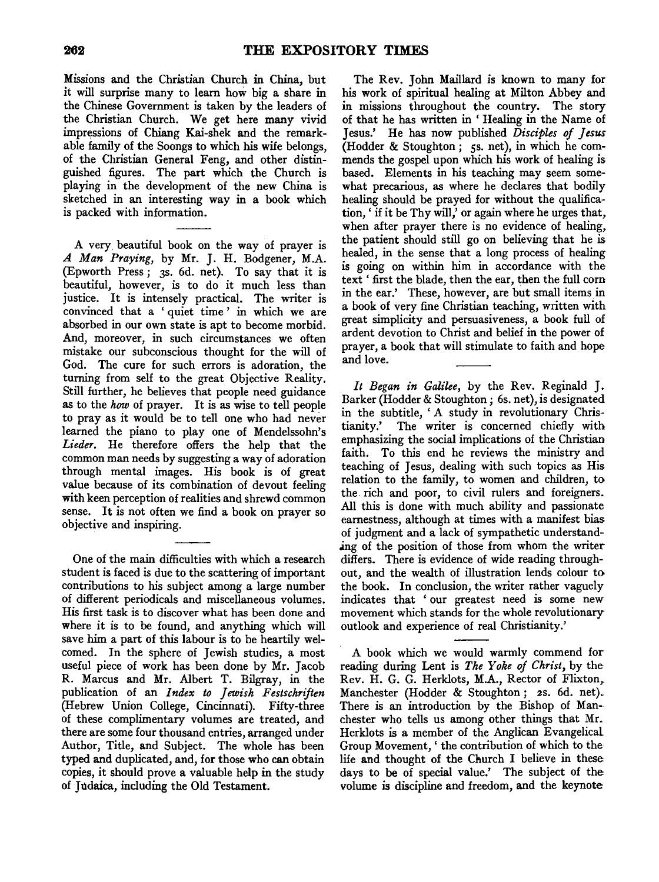Missions and the Christian Church in China, but it will surprise many to learn how big a share in the Chinese Government is taken by the leaders of the Christian Church. We get here many vivid impressions of Chiang Kai-shek and the remarkable family of the Soongs to which his wife belongs, of the Christian General Feng, and other distinguished figures. The part which the Church is playing in the development of the new China is sketched in an interesting way in a book which is packed with information.

---

A very beautiful book on the way of prayer is *A Man Praying*, by Mr. J. H. Bodgener, M.A. (Epworth Press; 3s. 6d. net). To say that it is beautiful, however, is to do it much less than justice. It is intensely practical. The writer is convinced that a 'quiet time' in which we are absorbed in our own state is apt to become morbid. And, moreover, in such circumstances we often mistake our subconscious thought for the will of God. The cure for such errors is adoration, the turning from self to the great Objective Reality. Still further, he believes that people need guidance as to the *how* of prayer. It is as wise to tell people to pray as it would be to tell one who had never learned the piano to play one of Mendelssohn's *Lieder*. He therefore offers the help that the common man needs by suggesting a way of adoration through mental images. His book is of great value because of its combination of devout feeling with keen perception of realities and shrewd common sense. It is not often we find a book on prayer so objective and inspiring.

---

One of the main difficulties with which a research student is faced is due to the scattering of important contributions to his subject among a large number of different periodicals and miscellaneous volumes. His first task is to discover what has been done and where it is to be found, and anything which will save him a part of this labour is to be heartily welcomed. In the sphere of Jewish studies, a most useful piece of work has been done by Mr. Jacob R. Marcus and Mr. Albert T. Bilgray, in the publication of an *Index to Jewish Festschriften* (Hebrew Union College, Cincinnati). Fifty-three of these complimentary volumes are treated, and there are some four thousand entries, arranged under Author, Title, and Subject. The whole has been typed and duplicated, and, for those who can obtain copies, it should prove a valuable help in the study of Judaica, including the Old Testament.

The Rev. John Maillard is known to many for his work of spiritual healing at Milton Abbey and in missions throughout the country. The story of that he has written in 'Healing in the Name of Jesus.' He has now published *Disciples of Jesus* (Hodder & Stoughton; 5s. net), in which he commends the gospel upon which his work of healing is based. Elements in his teaching may seem somewhat precarious, as where he declares that bodily healing should be prayed for without the qualification, 'if it be Thy will,' or again where he urges that, when after prayer there is no evidence of healing, the patient should still go on believing that he is healed, in the sense that a long process of healing is going on within him in accordance with the text 'first the blade, then the ear, then the full corn in the ear.' These, however, are but small items in a book of very fine Christian teaching, written with great simplicity and persuasiveness, a book full of ardent devotion to Christ and belief in the power of prayer, a book that will stimulate to faith and hope and love.

---

*It Began in Galilee*, by the Rev. Reginald J. Barker (Hodder & Stoughton; 6s. net), is designated in the subtitle, 'A study in revolutionary Christianity.' The writer is concerned chiefly with emphasizing the social implications of the Christian faith. To this end he reviews the ministry and teaching of Jesus, dealing with such topics as His relation to the family, to women and children, to the rich and poor, to civil rulers and foreigners. All this is done with much ability and passionate earnestness, although at times with a manifest bias of judgment and a lack of sympathetic understanding of the position of those from whom the writer differs. There is evidence of wide reading throughout, and the wealth of illustration lends colour to the book. In conclusion, the writer rather vaguely indicates that 'our greatest need is some new movement which stands for the whole revolutionary outlook and experience of real Christianity.'

---

A book which we would warmly commend for reading during Lent is *The Yoke of Christ*, by the Rev. H. G. G. Herklots, M.A., Rector of Flixton, Manchester (Hodder & Stoughton; 2s. 6d. net). There is an introduction by the Bishop of Manchester who tells us among other things that Mr. Herklots is a member of the Anglican Evangelical Group Movement, 'the contribution of which to the life and thought of the Church I believe in these days to be of special value.' The subject of the volume is discipline and freedom, and the keynote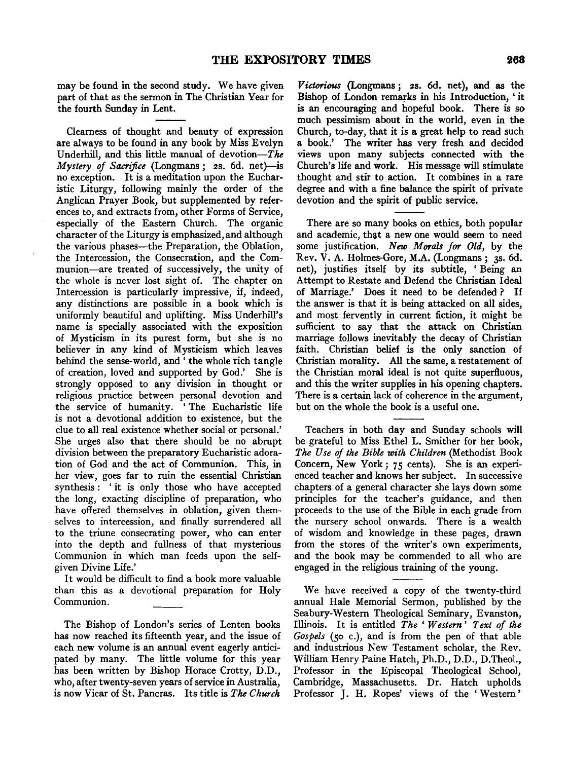may be found in the second study. We have given part of that as the sermon in The Christian Year for the fourth Sunday in Lent.

Clearness of thought and beauty of expression are always to be found in any book by Miss Evelyn Underhill, and this little manual of devotion—*The Mystery of Sacrifice* (Longmans; 2s. 6d. net)—is no exception. It is a meditation upon the Eucharistic Liturgy, following mainly the order of the Anglican Prayer Book, but supplemented by references to, and extracts from, other Forms of Service, especially of the Eastern Church. The organic character of the Liturgy is emphasized, and although the various phases—the Preparation, the Oblation, the Intercession, the Consecration, and the Communion—are treated of successively, the unity of the whole is never lost sight of. The chapter on Intercession is particularly impressive, if, indeed, any distinctions are possible in a book which is uniformly beautiful and uplifting. Miss Underhill's name is specially associated with the exposition of Mysticism in its purest form, but she is no believer in any kind of Mysticism which leaves behind the sense-world, and 'the whole rich tangle of creation, loved and supported by God.' She is strongly opposed to any division in thought or religious practice between personal devotion and the service of humanity. 'The Eucharistic life is not a devotional addition to existence, but the clue to all real existence whether social or personal.' She urges also that there should be no abrupt division between the preparatory Eucharistic adoration of God and the act of Communion. This, in her view, goes far to ruin the essential Christian synthesis: 'it is only those who have accepted the long, exacting discipline of preparation, who have offered themselves in oblation, given themselves to intercession, and finally surrendered all to the triune consecrating power, who can enter into the depth and fullness of that mysterious Communion in which man feeds upon the self-given Divine Life.'

It would be difficult to find a book more valuable than this as a devotional preparation for Holy Communion.

The Bishop of London's series of Lenten books has now reached its fifteenth year, and the issue of each new volume is an annual event eagerly anticipated by many. The little volume for this year has been written by Bishop Horace Crotty, D.D., who, after twenty-seven years of service in Australia, is now Vicar of St. Pancras. Its title is *The Church Victorious* (Longmans; 2s. 6d. net), and as the Bishop of London remarks in his Introduction, 'it is an encouraging and hopeful book. There is so much pessimism about in the world, even in the Church, to-day, that it is a great help to read such a book.' The writer has very fresh and decided views upon many subjects connected with the Church's life and work. His message will stimulate thought and stir to action. It combines in a rare degree and with a fine balance the spirit of private devotion and the spirit of public service.

There are so many books on ethics, both popular and academic, that a new one would seem to need some justification. *New Morals for Old*, by the Rev. V. A. Holmes-Gore, M.A. (Longmans; 3s. 6d. net), justifies itself by its subtitle, 'Being an Attempt to Restate and Defend the Christian Ideal of Marriage.' Does it need to be defended? If the answer is that it is being attacked on all sides, and most fervently in current fiction, it might be sufficient to say that the attack on Christian marriage follows inevitably the decay of Christian faith. Christian belief is the only sanction of Christian morality. All the same, a restatement of the Christian moral ideal is not quite superfluous, and this the writer supplies in his opening chapters. There is a certain lack of coherence in the argument, but on the whole the book is a useful one.

Teachers in both day and Sunday schools will be grateful to Miss Ethel L. Smither for her book, *The Use of the Bible with Children* (Methodist Book Concern, New York; 75 cents). She is an experienced teacher and knows her subject. In successive chapters of a general character she lays down some principles for the teacher's guidance, and then proceeds to the use of the Bible in each grade from the nursery school onwards. There is a wealth of wisdom and knowledge in these pages, drawn from the stores of the writer's own experiments, and the book may be commended to all who are engaged in the religious training of the young.

We have received a copy of the twenty-third annual Hale Memorial Sermon, published by the Seabury-Western Theological Seminary, Evanston, Illinois. It is entitled *The 'Western' Text of the Gospels* (50 c.), and is from the pen of that able and industrious New Testament scholar, the Rev. William Henry Paine Hatch, Ph.D., D.D., D.Theol., Professor in the Episcopal Theological School, Cambridge, Massachusetts. Dr. Hatch upholds Professor J. H. Ropes' views of the 'Western'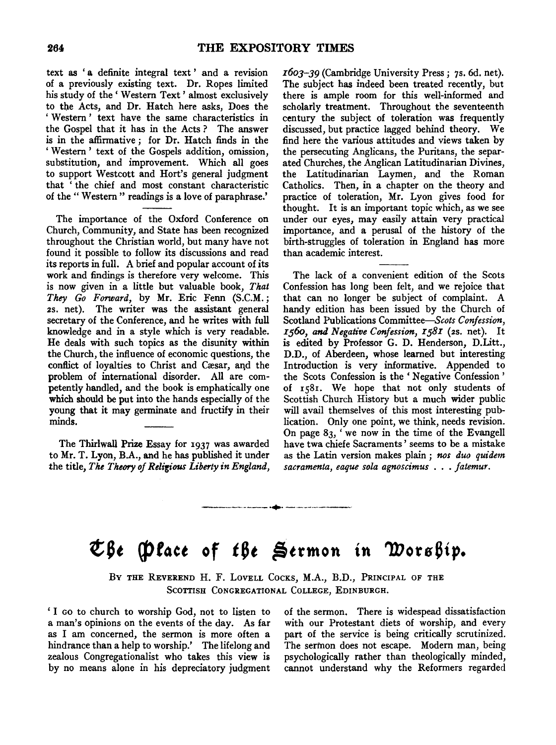text as 'a definite integral text' and a revision of a previously existing text. Dr. Ropes limited his study of the 'Western Text' almost exclusively to the Acts, and Dr. Hatch here asks, Does the 'Western' text have the same characteristics in the Gospel that it has in the Acts? The answer is in the affirmative; for Dr. Hatch finds in the 'Western' text of the Gospels addition, omission, substitution, and improvement. Which all goes to support Westcott and Hort's general judgment that 'the chief and most constant characteristic of the "Western" readings is a love of paraphrase.'

The importance of the Oxford Conference on Church, Community, and State has been recognized throughout the Christian world, but many have not found it possible to follow its discussions and read its reports in full. A brief and popular account of its work and findings is therefore very welcome. This is now given in a little but valuable book, *That They Go Forward*, by Mr. Eric Fenn (S.C.M.; 2s. net). The writer was the assistant general secretary of the Conference, and he writes with full knowledge and in a style which is very readable. He deals with such topics as the disunity within the Church, the influence of economic questions, the conflict of loyalties to Christ and Cæsar, and the problem of international disorder. All are competently handled, and the book is emphatically one which should be put into the hands especially of the young that it may germinate and fructify in their minds.

The Thirlwall Prize Essay for 1937 was awarded to Mr. T. Lyon, B.A., and he has published it under the title, *The Theory of Religious Liberty in England, 1603–39* (Cambridge University Press; 7s. 6d. net). The subject has indeed been treated recently, but there is ample room for this well-informed and scholarly treatment. Throughout the seventeenth century the subject of toleration was frequently discussed, but practice lagged behind theory. We find here the various attitudes and views taken by the persecuting Anglicans, the Puritans, the separated Churches, the Anglican Latitudinarian Divines, the Latitudinarian Laymen, and the Roman Catholics. Then, in a chapter on the theory and practice of toleration, Mr. Lyon gives food for thought. It is an important topic which, as we see under our eyes, may easily attain very practical importance, and a perusal of the history of the birth-struggles of toleration in England has more than academic interest.

The lack of a convenient edition of the Scots Confession has long been felt, and we rejoice that that can no longer be subject of complaint. A handy edition has been issued by the Church of Scotland Publications Committee—*Scots Confession, 1560, and Negative Confession, 1581* (2s. net). It is edited by Professor G. D. Henderson, D.Litt., D.D., of Aberdeen, whose learned but interesting Introduction is very informative. Appended to the Scots Confession is the 'Negative Confession' of 1581. We hope that not only students of Scottish Church History but a much wider public will avail themselves of this most interesting publication. Only one point, we think, needs revision. On page 83, 'we now in the time of the Evangell have twa chiefe Sacraments' seems to be a mistake as the Latin version makes plain; *nos duo quidem sacramenta, eaque sola agnoscimus . . . fatemur.*

# The Place of the Sermon in Worship.

By the Reverend H. F. Lovell Cocks, M.A., B.D., Principal of the Scottish Congregational College, Edinburgh.

'I go to church to worship God, not to listen to a man's opinions on the events of the day. As far as I am concerned, the sermon is more often a hindrance than a help to worship.' The lifelong and zealous Congregationalist who takes this view is by no means alone in his depreciatory judgment of the sermon. There is widespead dissatisfaction with our Protestant diets of worship, and every part of the service is being critically scrutinized. The sermon does not escape. Modern man, being psychologically rather than theologically minded, cannot understand why the Reformers regarded